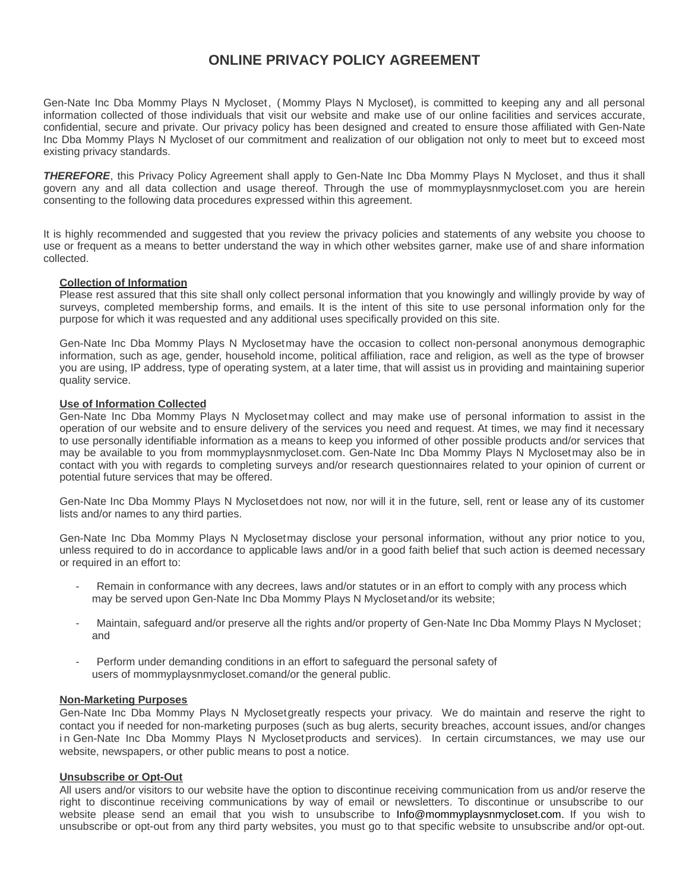# ONLINE PRIVACY POLICY AGREEMENT

Gen-Nate Inc Dba Mommy Plays N Mycloset, (Mommy Plays N Mycloset), is committed to keeping any and all personal information collected of those individuals that visit our website and make use of our online facilities and services accurate, confidential, secure and private. Our privacy policy has been designed and created to ensure those affiliated with Gen-Nate Inc Dba Mommy Plays N Mycloset of our commitment and realization of our obligation not only to meet but to exceed most existing privacy standards.

***THEREFORE***, this Privacy Policy Agreement shall apply to Gen-Nate Inc Dba Mommy Plays N Mycloset, and thus it shall govern any and all data collection and usage thereof. Through the use of mommyplaysnmycloset.com you are herein consenting to the following data procedures expressed within this agreement.

It is highly recommended and suggested that you review the privacy policies and statements of any website you choose to use or frequent as a means to better understand the way in which other websites garner, make use of and share information collected.

**Collection of Information**

Please rest assured that this site shall only collect personal information that you knowingly and willingly provide by way of surveys, completed membership forms, and emails. It is the intent of this site to use personal information only for the purpose for which it was requested and any additional uses specifically provided on this site.

Gen-Nate Inc Dba Mommy Plays N Mycloset may have the occasion to collect non-personal anonymous demographic information, such as age, gender, household income, political affiliation, race and religion, as well as the type of browser you are using, IP address, type of operating system, at a later time, that will assist us in providing and maintaining superior quality service.

**Use of Information Collected**

Gen-Nate Inc Dba Mommy Plays N Mycloset may collect and may make use of personal information to assist in the operation of our website and to ensure delivery of the services you need and request. At times, we may find it necessary to use personally identifiable information as a means to keep you informed of other possible products and/or services that may be available to you from mommyplaysnmycloset.com. Gen-Nate Inc Dba Mommy Plays N Mycloset may also be in contact with you with regards to completing surveys and/or research questionnaires related to your opinion of current or potential future services that may be offered.

Gen-Nate Inc Dba Mommy Plays N Mycloset does not now, nor will it in the future, sell, rent or lease any of its customer lists and/or names to any third parties.

Gen-Nate Inc Dba Mommy Plays N Mycloset may disclose your personal information, without any prior notice to you, unless required to do in accordance to applicable laws and/or in a good faith belief that such action is deemed necessary or required in an effort to:

- Remain in conformance with any decrees, laws and/or statutes or in an effort to comply with any process which may be served upon Gen-Nate Inc Dba Mommy Plays N Mycloset and/or its website;

- Maintain, safeguard and/or preserve all the rights and/or property of Gen-Nate Inc Dba Mommy Plays N Mycloset; and

- Perform under demanding conditions in an effort to safeguard the personal safety of users of mommyplaysnmycloset.comand/or the general public.

**Non-Marketing Purposes**

Gen-Nate Inc Dba Mommy Plays N Mycloset greatly respects your privacy. We do maintain and reserve the right to contact you if needed for non-marketing purposes (such as bug alerts, security breaches, account issues, and/or changes in Gen-Nate Inc Dba Mommy Plays N Mycloset products and services). In certain circumstances, we may use our website, newspapers, or other public means to post a notice.

**Unsubscribe or Opt-Out**

All users and/or visitors to our website have the option to discontinue receiving communication from us and/or reserve the right to discontinue receiving communications by way of email or newsletters. To discontinue or unsubscribe to our website please send an email that you wish to unsubscribe to Info@mommyplaysnmycloset.com. If you wish to unsubscribe or opt-out from any third party websites, you must go to that specific website to unsubscribe and/or opt-out.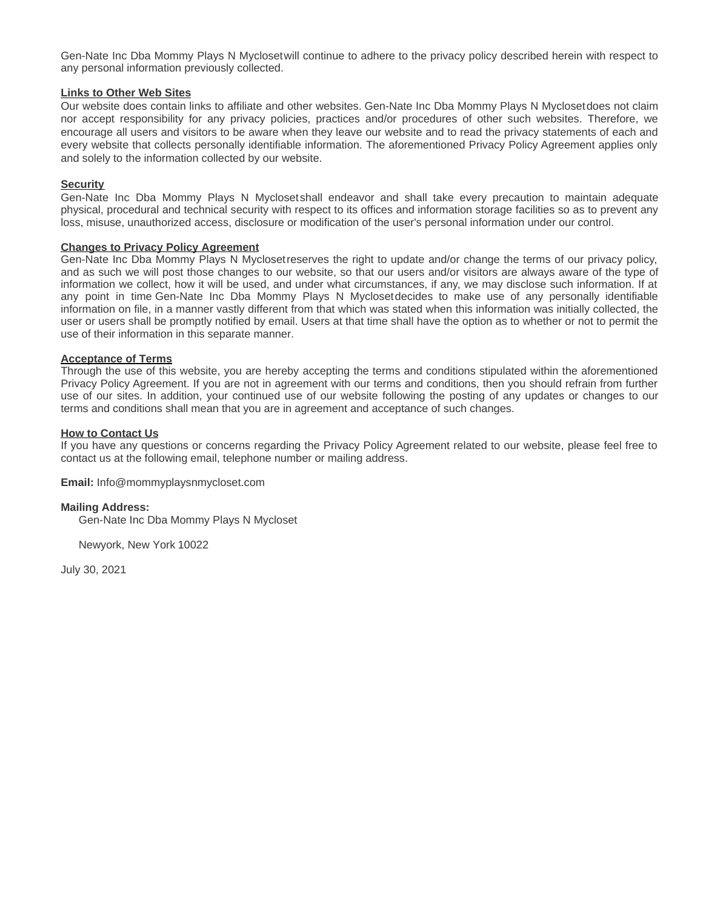Gen-Nate Inc Dba Mommy Plays N Mycloset will continue to adhere to the privacy policy described herein with respect to any personal information previously collected.

**Links to Other Web Sites**

Our website does contain links to affiliate and other websites. Gen-Nate Inc Dba Mommy Plays N Mycloset does not claim nor accept responsibility for any privacy policies, practices and/or procedures of other such websites. Therefore, we encourage all users and visitors to be aware when they leave our website and to read the privacy statements of each and every website that collects personally identifiable information. The aforementioned Privacy Policy Agreement applies only and solely to the information collected by our website.

**Security**

Gen-Nate Inc Dba Mommy Plays N Mycloset shall endeavor and shall take every precaution to maintain adequate physical, procedural and technical security with respect to its offices and information storage facilities so as to prevent any loss, misuse, unauthorized access, disclosure or modification of the user's personal information under our control.

**Changes to Privacy Policy Agreement**

Gen-Nate Inc Dba Mommy Plays N Mycloset reserves the right to update and/or change the terms of our privacy policy, and as such we will post those changes to our website, so that our users and/or visitors are always aware of the type of information we collect, how it will be used, and under what circumstances, if any, we may disclose such information. If at any point in time Gen-Nate Inc Dba Mommy Plays N Mycloset decides to make use of any personally identifiable information on file, in a manner vastly different from that which was stated when this information was initially collected, the user or users shall be promptly notified by email. Users at that time shall have the option as to whether or not to permit the use of their information in this separate manner.

**Acceptance of Terms**

Through the use of this website, you are hereby accepting the terms and conditions stipulated within the aforementioned Privacy Policy Agreement. If you are not in agreement with our terms and conditions, then you should refrain from further use of our sites. In addition, your continued use of our website following the posting of any updates or changes to our terms and conditions shall mean that you are in agreement and acceptance of such changes.

**How to Contact Us**

If you have any questions or concerns regarding the Privacy Policy Agreement related to our website, please feel free to contact us at the following email, telephone number or mailing address.

**Email:** Info@mommyplaysnmycloset.com

**Mailing Address:**

Gen-Nate Inc Dba Mommy Plays N Mycloset

Newyork, New York 10022

July 30, 2021